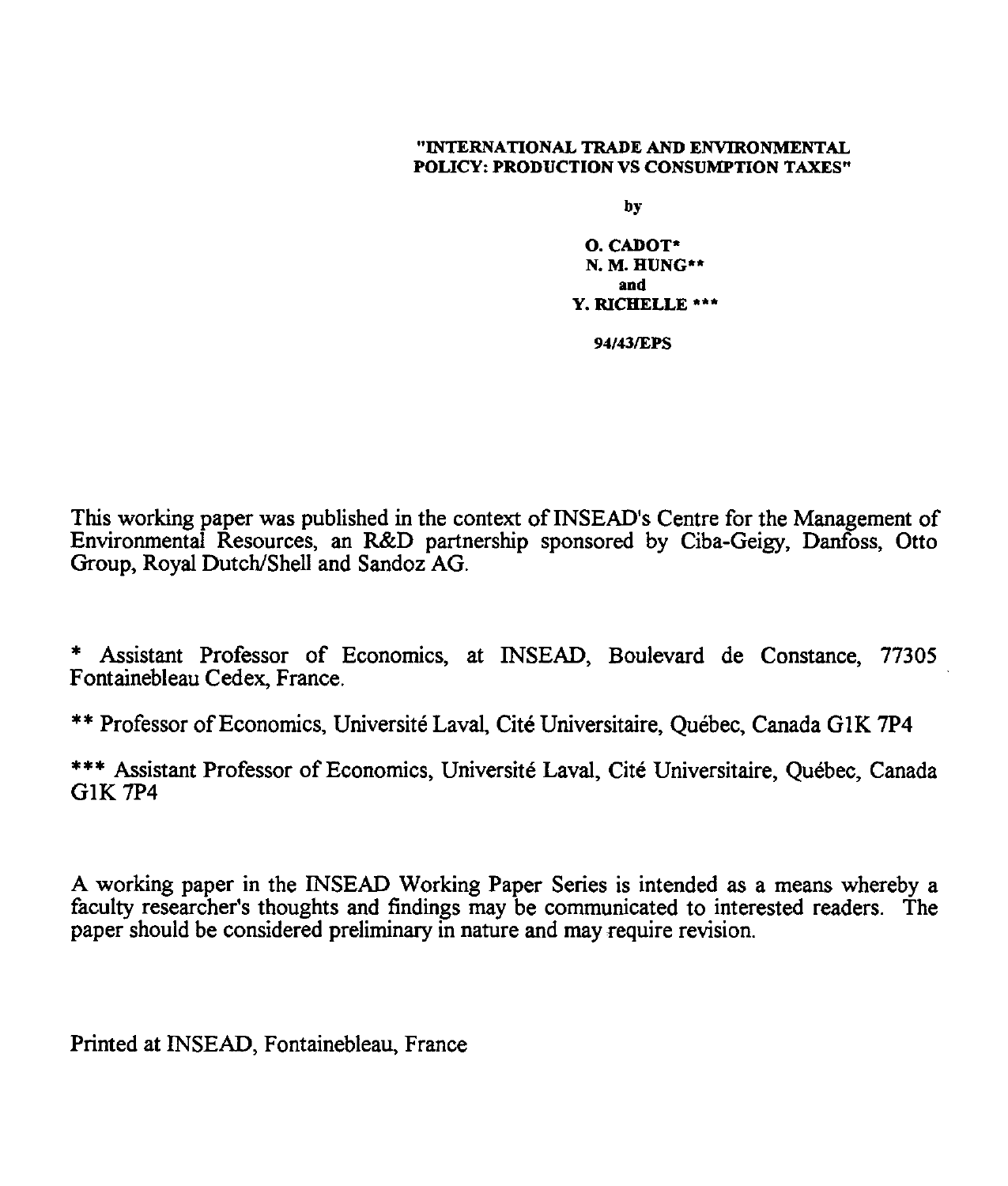# "INTERNATIONAL TRADE AND ENVIRONMENTAL POLICY: PRODUCTION VS CONSUMPTION TAXES"

by

**O. CADOT***
**N. M. HUNG****
and
**Y. RICHELLE*****

**94/43/EPS**

This working paper was published in the context of INSEAD's Centre for the Management of Environmental Resources, an R&D partnership sponsored by Ciba-Geigy, Danfoss, Otto Group, Royal Dutch/Shell and Sandoz AG.

\* Assistant Professor of Economics, at INSEAD, Boulevard de Constance, 77305 Fontainebleau Cedex, France.

\*\* Professor of Economics, Université Laval, Cité Universitaire, Québec, Canada G1K 7P4

\*\*\* Assistant Professor of Economics, Université Laval, Cité Universitaire, Québec, Canada G1K 7P4

A working paper in the INSEAD Working Paper Series is intended as a means whereby a faculty researcher's thoughts and findings may be communicated to interested readers. The paper should be considered preliminary in nature and may require revision.

Printed at INSEAD, Fontainebleau, France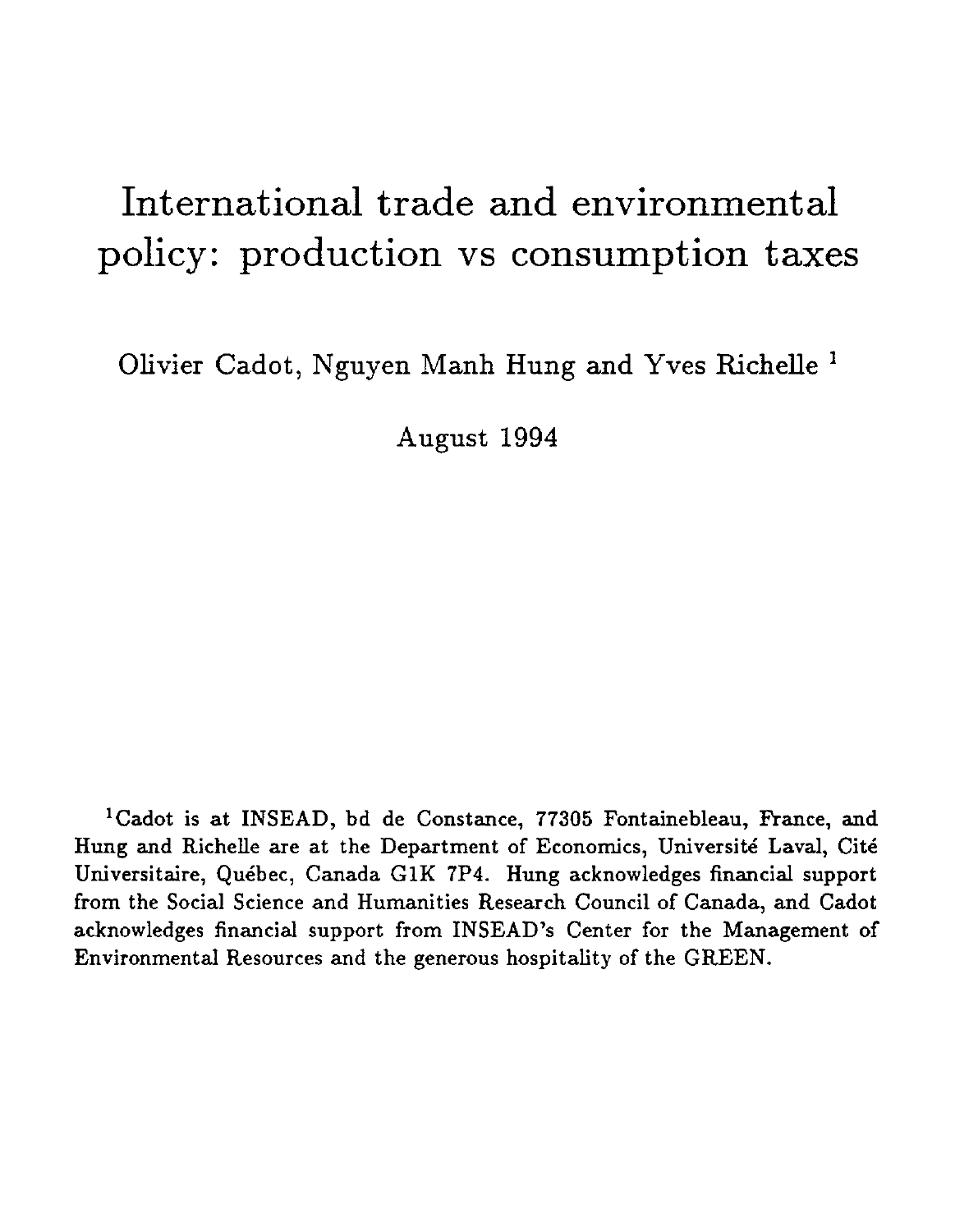# International trade and environmental policy: production vs consumption taxes

Olivier Cadot, Nguyen Manh Hung and Yves Richelle [1]

August 1994

[1] Cadot is at INSEAD, bd de Constance, 77305 Fontainebleau, France, and Hung and Richelle are at the Department of Economics, Université Laval, Cité Universitaire, Québec, Canada G1K 7P4. Hung acknowledges financial support from the Social Science and Humanities Research Council of Canada, and Cadot acknowledges financial support from INSEAD's Center for the Management of Environmental Resources and the generous hospitality of the GREEN.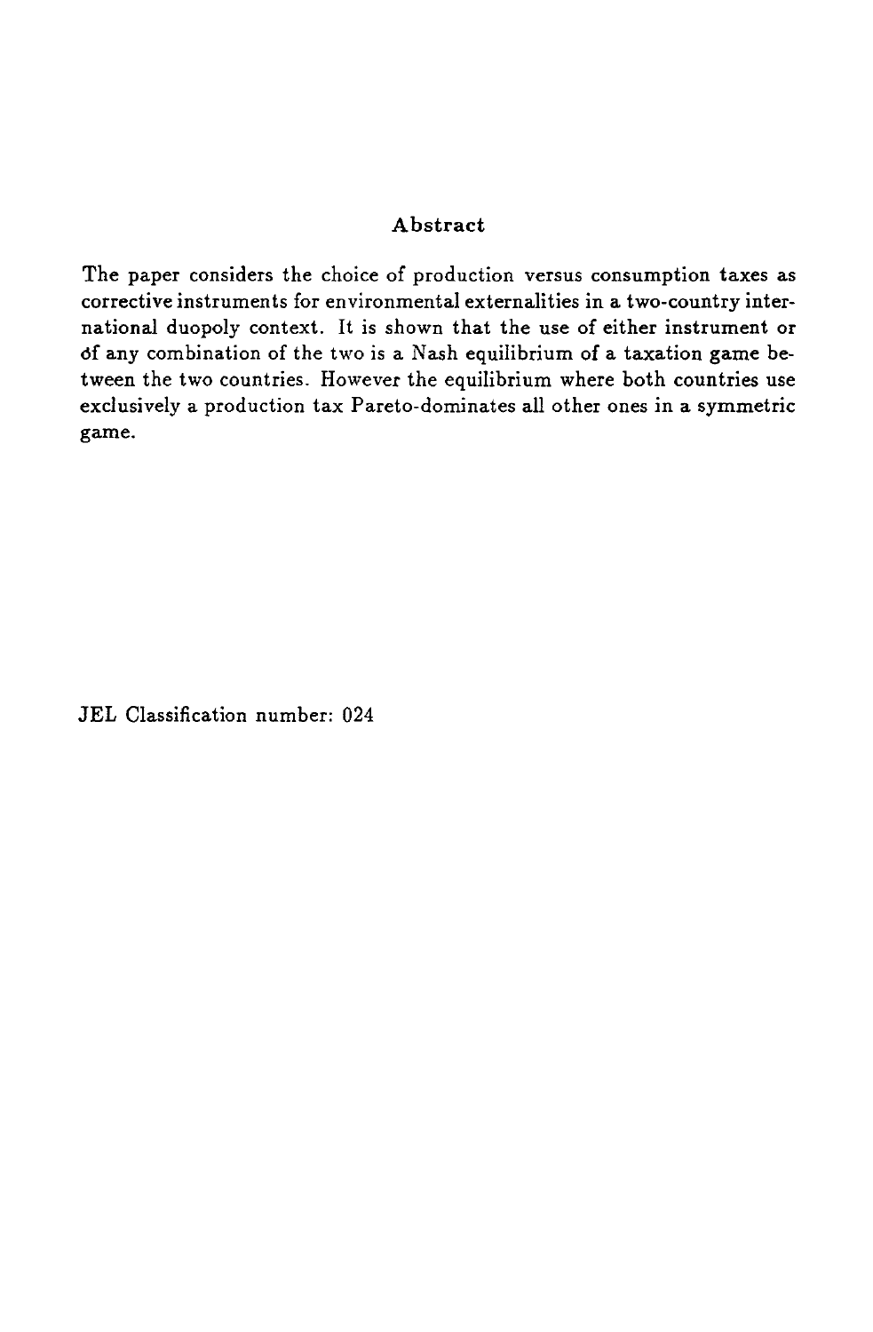## Abstract

The paper considers the choice of production versus consumption taxes as corrective instruments for environmental externalities in a two-country international duopoly context. It is shown that the use of either instrument or of any combination of the two is a Nash equilibrium of a taxation game between the two countries. However the equilibrium where both countries use exclusively a production tax Pareto-dominates all other ones in a symmetric game.

JEL Classification number: 024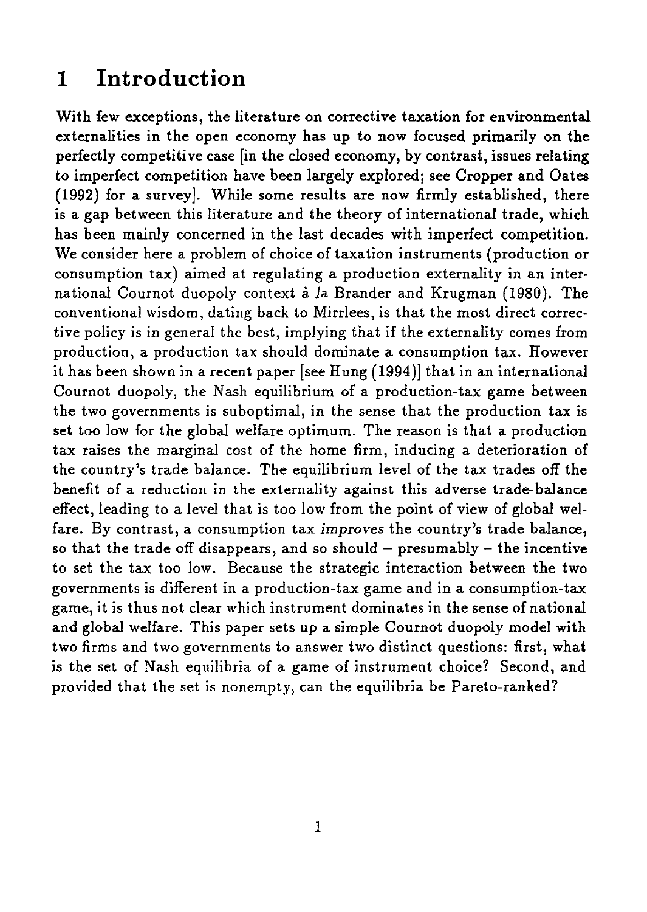# 1 Introduction

With few exceptions, the literature on corrective taxation for environmental externalities in the open economy has up to now focused primarily on the perfectly competitive case [in the closed economy, by contrast, issues relating to imperfect competition have been largely explored; see Cropper and Oates (1992) for a survey]. While some results are now firmly established, there is a gap between this literature and the theory of international trade, which has been mainly concerned in the last decades with imperfect competition. We consider here a problem of choice of taxation instruments (production or consumption tax) aimed at regulating a production externality in an international Cournot duopoly context *à la* Brander and Krugman (1980). The conventional wisdom, dating back to Mirrlees, is that the most direct corrective policy is in general the best, implying that if the externality comes from production, a production tax should dominate a consumption tax. However it has been shown in a recent paper [see Hung (1994)] that in an international Cournot duopoly, the Nash equilibrium of a production-tax game between the two governments is suboptimal, in the sense that the production tax is set too low for the global welfare optimum. The reason is that a production tax raises the marginal cost of the home firm, inducing a deterioration of the country's trade balance. The equilibrium level of the tax trades off the benefit of a reduction in the externality against this adverse trade-balance effect, leading to a level that is too low from the point of view of global welfare. By contrast, a consumption tax *improves* the country's trade balance, so that the trade off disappears, and so should – presumably – the incentive to set the tax too low. Because the strategic interaction between the two governments is different in a production-tax game and in a consumption-tax game, it is thus not clear which instrument dominates in the sense of national and global welfare. This paper sets up a simple Cournot duopoly model with two firms and two governments to answer two distinct questions: first, what is the set of Nash equilibria of a game of instrument choice? Second, and provided that the set is nonempty, can the equilibria be Pareto-ranked?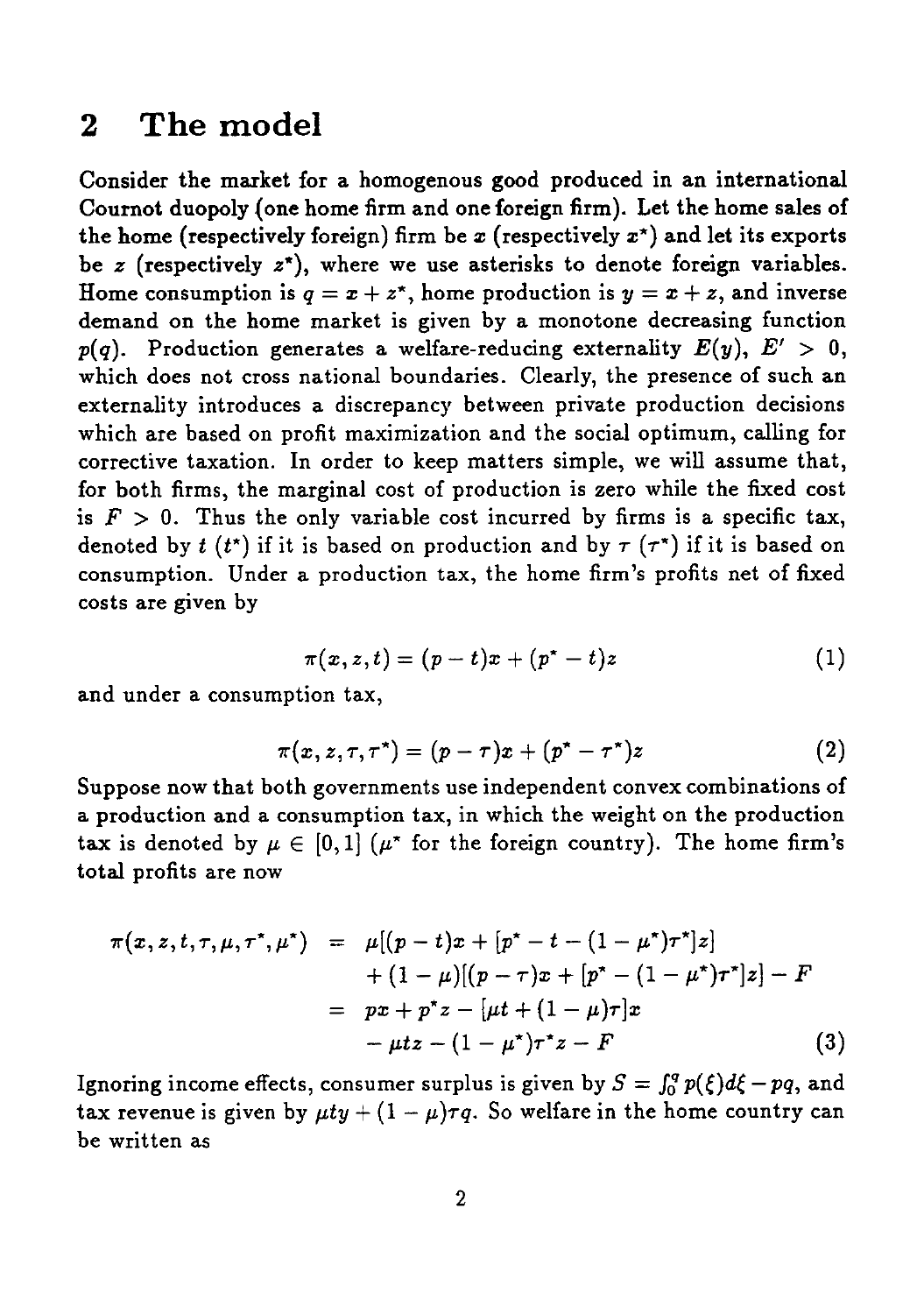## 2 The model

Consider the market for a homogenous good produced in an international Cournot duopoly (one home firm and one foreign firm). Let the home sales of the home (respectively foreign) firm be $x$ (respectively $x^*$) and let its exports be $z$ (respectively $z^*$), where we use asterisks to denote foreign variables. Home consumption is $q = x + z^*$, home production is $y = x + z$, and inverse demand on the home market is given by a monotone decreasing function $p(q)$. Production generates a welfare-reducing externality $E(y)$, $E' > 0$, which does not cross national boundaries. Clearly, the presence of such an externality introduces a discrepancy between private production decisions which are based on profit maximization and the social optimum, calling for corrective taxation. In order to keep matters simple, we will assume that, for both firms, the marginal cost of production is zero while the fixed cost is $F > 0$. Thus the only variable cost incurred by firms is a specific tax, denoted by $t$ ($t^*$) if it is based on production and by $\tau$ ($\tau^*$) if it is based on consumption. Under a production tax, the home firm's profits net of fixed costs are given by

$$\pi(x, z, t) = (p - t)x + (p^* - t)z \tag{1}$$

and under a consumption tax,

$$\pi(x, z, \tau, \tau^*) = (p - \tau)x + (p^* - \tau^*)z \tag{2}$$

Suppose now that both governments use independent convex combinations of a production and a consumption tax, in which the weight on the production tax is denoted by $\mu \in [0, 1]$ ($\mu^*$ for the foreign country). The home firm's total profits are now

$$\begin{aligned}
\pi(x, z, t, \tau, \mu, \tau^*, \mu^*) &= \mu[(p - t)x + [p^* - t - (1 - \mu^*)\tau^*]z] \\
&\quad + (1 - \mu)[(p - \tau)x + [p^* - (1 - \mu^*)\tau^*]z] - F \\
&= px + p^*z - [\mu t + (1 - \mu)\tau]x \\
&\quad - \mu t z - (1 - \mu^*)\tau^* z - F
\end{aligned} \tag{3}$$

Ignoring income effects, consumer surplus is given by $S = \int_0^q p(\xi)d\xi - pq$, and tax revenue is given by $\mu t y + (1 - \mu)\tau q$. So welfare in the home country can be written as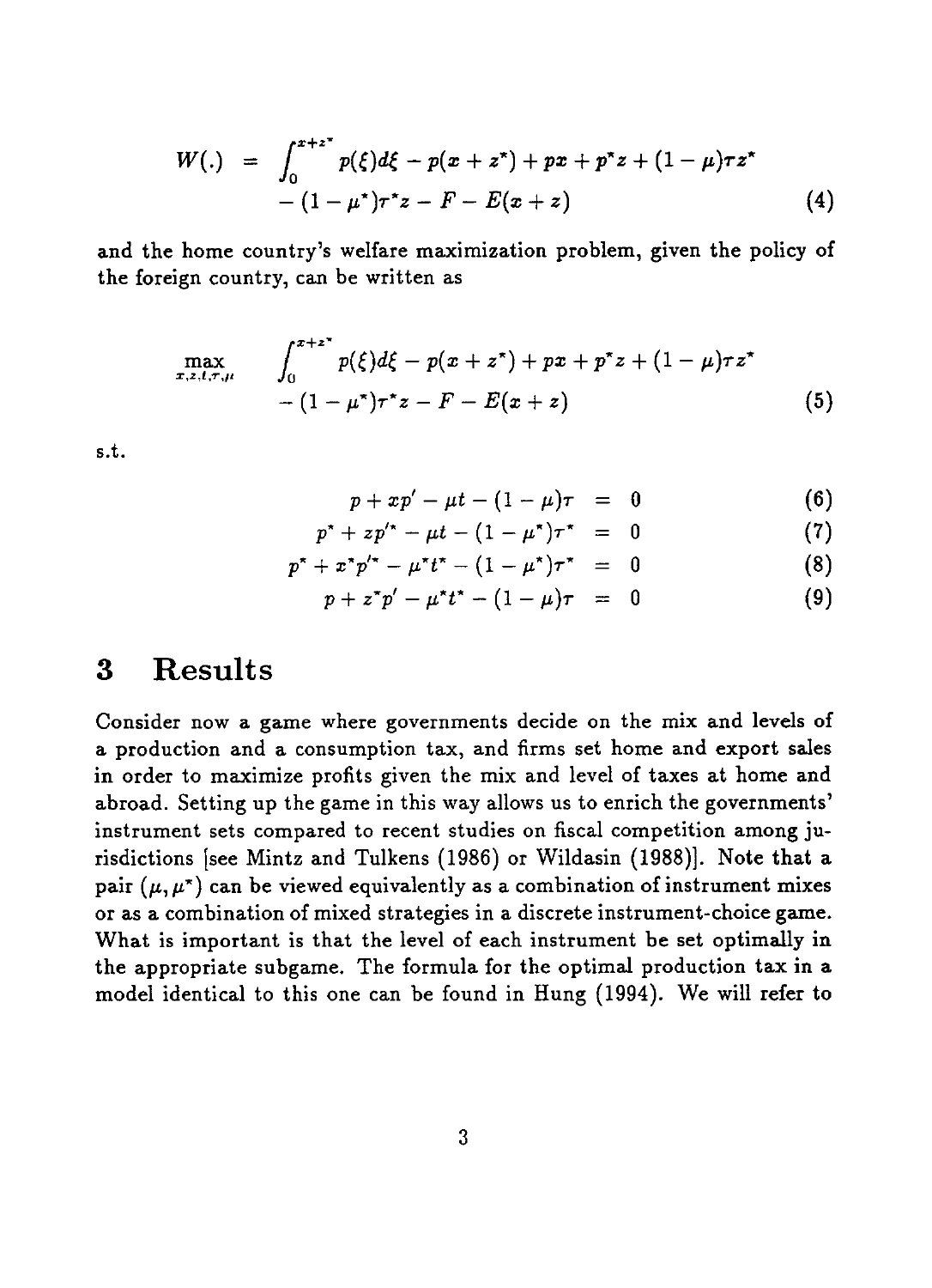$$
\begin{aligned}
W(.) \;=\; & \int_0^{x+z^*} p(\xi)d\xi - p(x+z^*) + px + p^*z + (1-\mu)\tau z^* \\
& - (1-\mu^*)\tau^* z - F - E(x+z)
\end{aligned} \tag{4}
$$

and the home country's welfare maximization problem, given the policy of the foreign country, can be written as

$$
\begin{aligned}
\max_{x,z,t,\tau,\mu} \quad & \int_0^{x+z^*} p(\xi)d\xi - p(x+z^*) + px + p^*z + (1-\mu)\tau z^* \\
& - (1-\mu^*)\tau^* z - F - E(x+z)
\end{aligned} \tag{5}
$$

s.t.

$$
\begin{aligned}
p + xp' - \mu t - (1-\mu)\tau &= 0 && (6)\\
p^* + zp'^* - \mu t - (1-\mu^*)\tau^* &= 0 && (7)\\
p^* + x^*p'^* - \mu^* t^* - (1-\mu^*)\tau^* &= 0 && (8)\\
p + z^*p' - \mu^* t^* - (1-\mu)\tau &= 0 && (9)
\end{aligned}
$$

# 3 Results

Consider now a game where governments decide on the mix and levels of a production and a consumption tax, and firms set home and export sales in order to maximize profits given the mix and level of taxes at home and abroad. Setting up the game in this way allows us to enrich the governments' instrument sets compared to recent studies on fiscal competition among jurisdictions [see Mintz and Tulkens (1986) or Wildasin (1988)]. Note that a pair $(\mu, \mu^*)$ can be viewed equivalently as a combination of instrument mixes or as a combination of mixed strategies in a discrete instrument-choice game. What is important is that the level of each instrument be set optimally in the appropriate subgame. The formula for the optimal production tax in a model identical to this one can be found in Hung (1994). We will refer to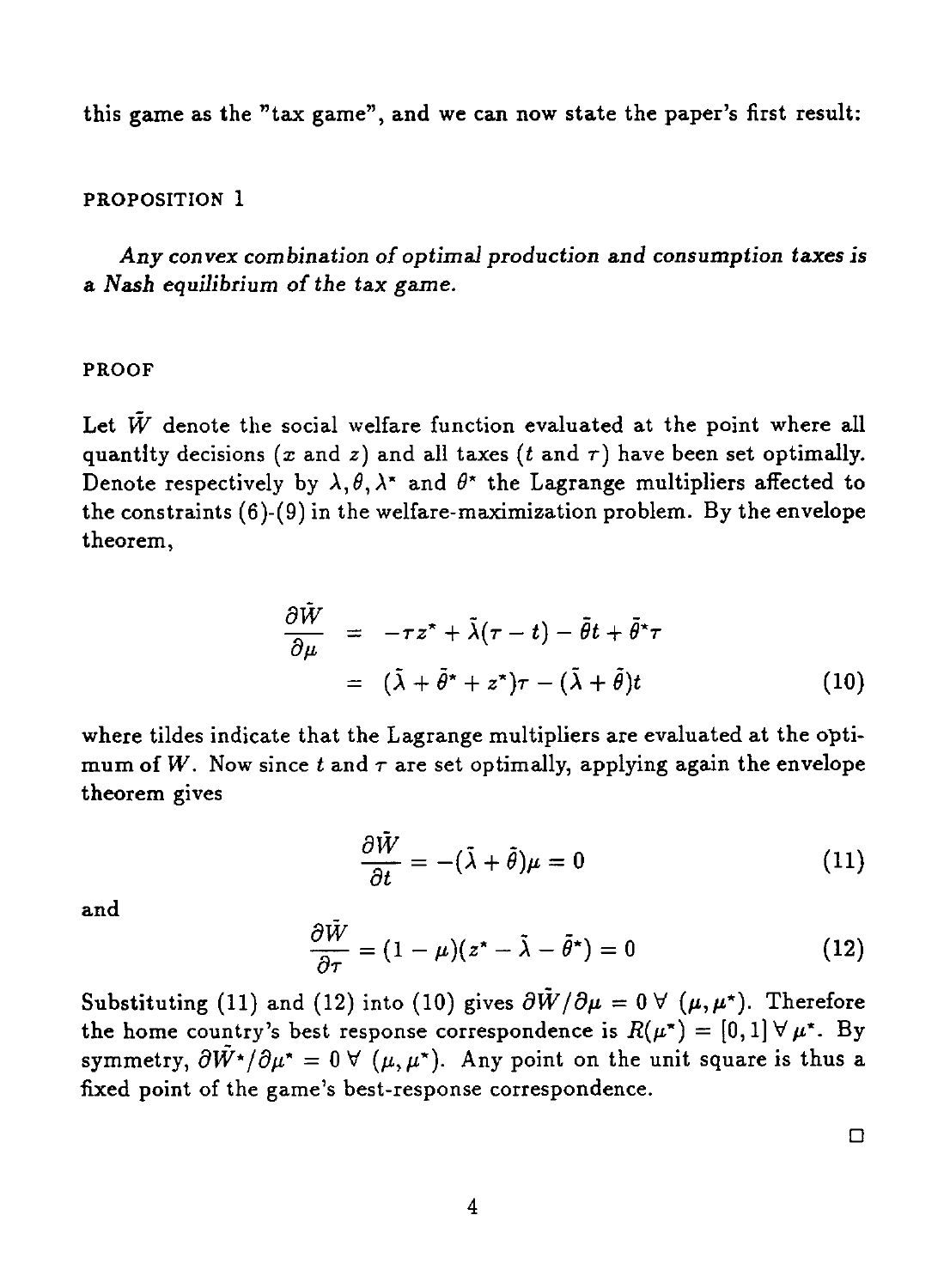this game as the "tax game", and we can now state the paper's first result:

PROPOSITION 1

*Any convex combination of optimal production and consumption taxes is a Nash equilibrium of the tax game.*

PROOF

Let $\tilde{W}$ denote the social welfare function evaluated at the point where all quantity decisions ($x$ and $z$) and all taxes ($t$ and $\tau$) have been set optimally. Denote respectively by $\lambda, \theta, \lambda^*$ and $\theta^*$ the Lagrange multipliers affected to the constraints (6)-(9) in the welfare-maximization problem. By the envelope theorem,

$$\begin{aligned}
\frac{\partial \tilde{W}}{\partial \mu} &= -\tau z^* + \tilde{\lambda}(\tau - t) - \tilde{\theta} t + \tilde{\theta}^* \tau \\
&= (\tilde{\lambda} + \tilde{\theta}^* + z^*)\tau - (\tilde{\lambda} + \tilde{\theta})t
\end{aligned} \tag{10}$$

where tildes indicate that the Lagrange multipliers are evaluated at the optimum of $W$. Now since $t$ and $\tau$ are set optimally, applying again the envelope theorem gives

$$\frac{\partial \tilde{W}}{\partial t} = -(\tilde{\lambda} + \tilde{\theta})\mu = 0 \tag{11}$$

and

$$\frac{\partial \tilde{W}}{\partial \tau} = (1 - \mu)(z^* - \tilde{\lambda} - \tilde{\theta}^*) = 0 \tag{12}$$

Substituting (11) and (12) into (10) gives $\partial \tilde{W} / \partial \mu = 0 \; \forall \; (\mu, \mu^*)$. Therefore the home country's best response correspondence is $R(\mu^*) = [0, 1] \; \forall \; \mu^*$. By symmetry, $\partial \tilde{W}^* / \partial \mu^* = 0 \; \forall \; (\mu, \mu^*)$. Any point on the unit square is thus a fixed point of the game's best-response correspondence.

□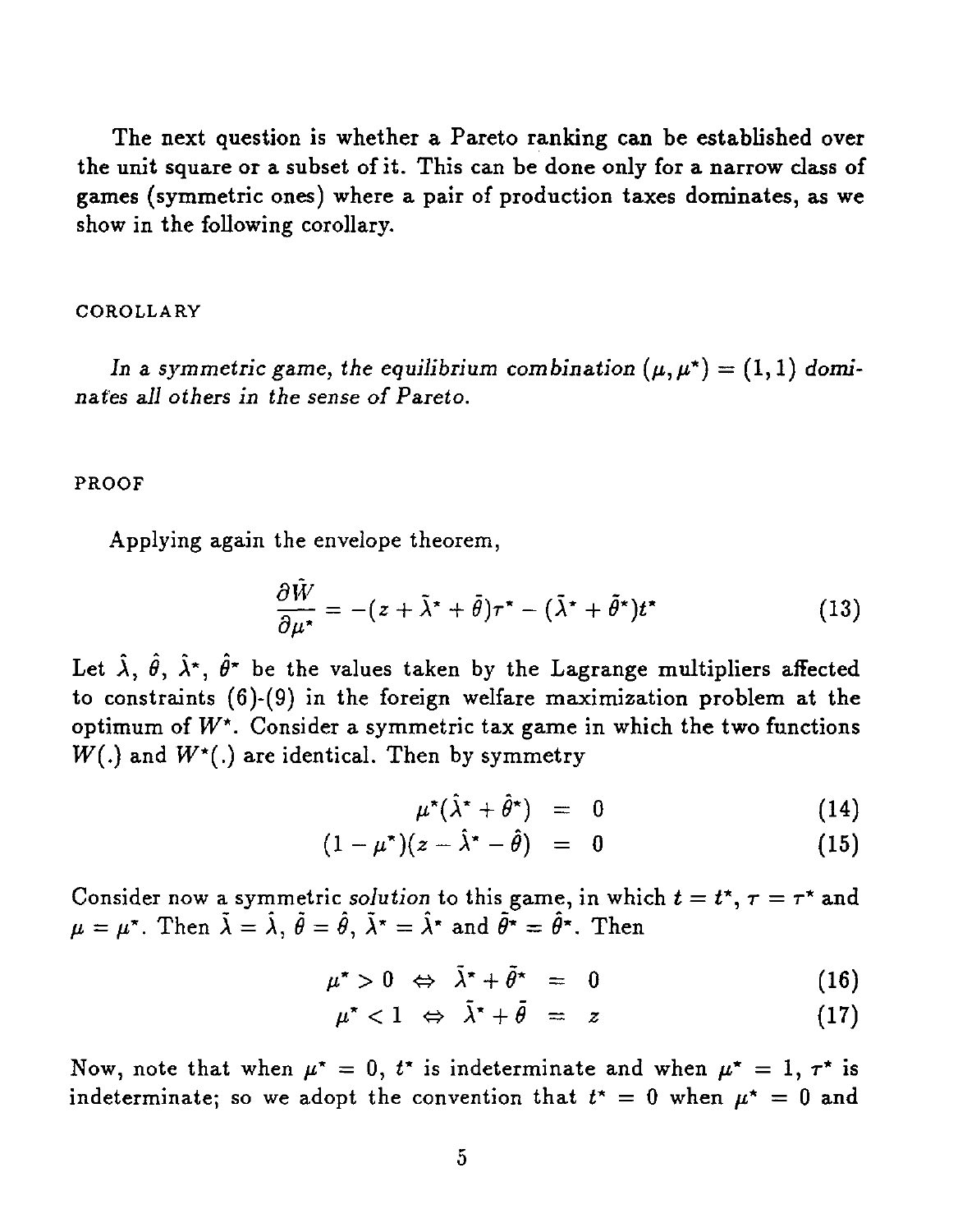The next question is whether a Pareto ranking can be established over the unit square or a subset of it. This can be done only for a narrow class of games (symmetric ones) where a pair of production taxes dominates, as we show in the following corollary.

COROLLARY

*In a symmetric game, the equilibrium combination $(\mu, \mu^*) = (1, 1)$ dominates all others in the sense of Pareto.*

PROOF

Applying again the envelope theorem,

$$\frac{\partial \tilde{W}}{\partial \mu^*} = -(z + \tilde{\lambda}^* + \tilde{\theta})\tau^* - (\tilde{\lambda}^* + \tilde{\theta}^*)t^* \tag{13}$$

Let $\hat{\lambda}$, $\hat{\theta}$, $\hat{\lambda}^*$, $\hat{\theta}^*$ be the values taken by the Lagrange multipliers affected to constraints (6)-(9) in the foreign welfare maximization problem at the optimum of $W^*$. Consider a symmetric tax game in which the two functions $W(.)$ and $W^*(.)$ are identical. Then by symmetry

$$\mu^*(\hat{\lambda}^* + \hat{\theta}^*) = 0 \tag{14}$$

$$(1 - \mu^*)(z - \hat{\lambda}^* - \hat{\theta}) = 0 \tag{15}$$

Consider now a symmetric *solution* to this game, in which $t = t^*$, $\tau = \tau^*$ and $\mu = \mu^*$. Then $\tilde{\lambda} = \hat{\lambda}$, $\tilde{\theta} = \hat{\theta}$, $\tilde{\lambda}^* = \hat{\lambda}^*$ and $\tilde{\theta}^* = \hat{\theta}^*$. Then

$$\mu^* > 0 \Leftrightarrow \tilde{\lambda}^* + \tilde{\theta}^* = 0 \tag{16}$$

$$\mu^* < 1 \Leftrightarrow \tilde{\lambda}^* + \tilde{\theta} = z \tag{17}$$

Now, note that when $\mu^* = 0$, $t^*$ is indeterminate and when $\mu^* = 1$, $\tau^*$ is indeterminate; so we adopt the convention that $t^* = 0$ when $\mu^* = 0$ and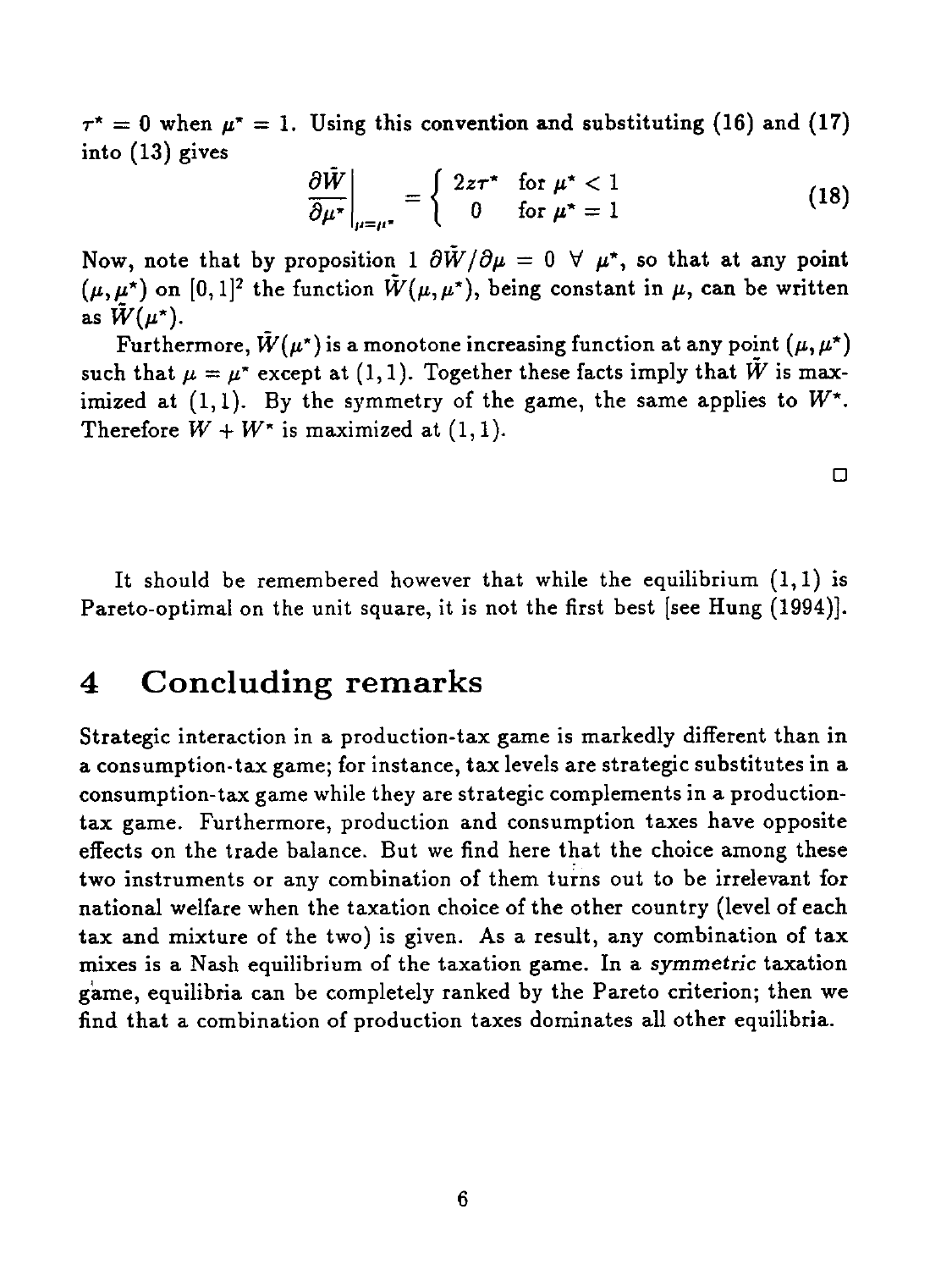$\tau^* = 0$ when $\mu^* = 1$. Using this convention and substituting (16) and (17) into (13) gives

$$\left.\frac{\partial \tilde{W}}{\partial \mu^*}\right|_{\mu=\mu^*} = \begin{cases} 2z\tau^* & \text{for } \mu^* < 1 \\ 0 & \text{for } \mu^* = 1 \end{cases} \tag{18}$$

Now, note that by proposition 1 $\partial \tilde{W}/\partial \mu = 0 \ \forall \ \mu^*$, so that at any point $(\mu, \mu^*)$ on $[0,1]^2$ the function $\tilde{W}(\mu, \mu^*)$, being constant in $\mu$, can be written as $\tilde{W}(\mu^*)$.

Furthermore, $\tilde{W}(\mu^*)$ is a monotone increasing function at any point $(\mu, \mu^*)$ such that $\mu = \mu^*$ except at $(1,1)$. Together these facts imply that $\tilde{W}$ is maximized at $(1,1)$. By the symmetry of the game, the same applies to $W^*$. Therefore $W + W^*$ is maximized at $(1,1)$.

□

It should be remembered however that while the equilibrium $(1,1)$ is Pareto-optimal on the unit square, it is not the first best [see Hung (1994)].

# 4 Concluding remarks

Strategic interaction in a production-tax game is markedly different than in a consumption-tax game; for instance, tax levels are strategic substitutes in a consumption-tax game while they are strategic complements in a production-tax game. Furthermore, production and consumption taxes have opposite effects on the trade balance. But we find here that the choice among these two instruments or any combination of them turns out to be irrelevant for national welfare when the taxation choice of the other country (level of each tax and mixture of the two) is given. As a result, any combination of tax mixes is a Nash equilibrium of the taxation game. In a *symmetric* taxation game, equilibria can be completely ranked by the Pareto criterion; then we find that a combination of production taxes dominates all other equilibria.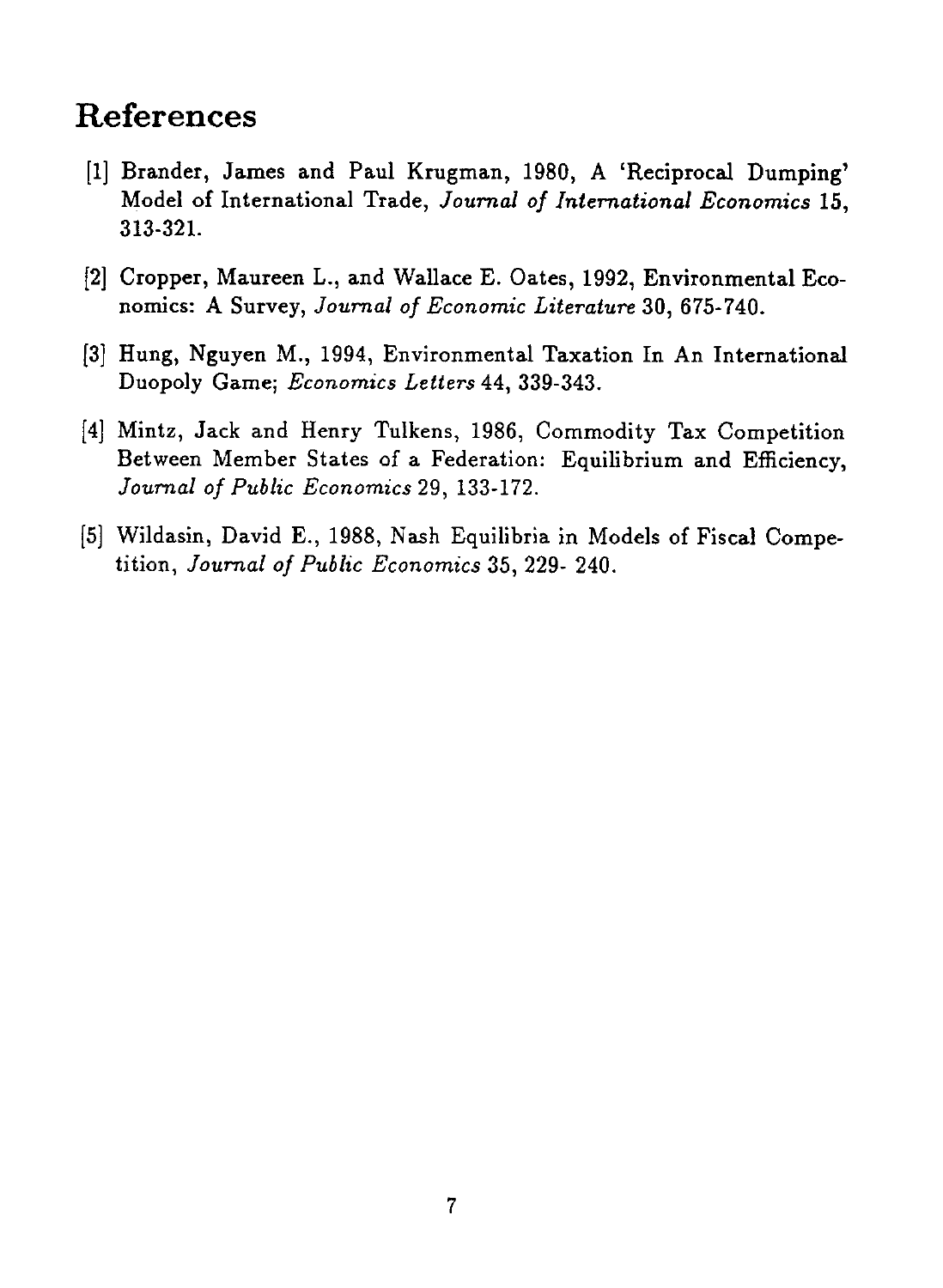# References

[1] Brander, James and Paul Krugman, 1980, A 'Reciprocal Dumping' Model of International Trade, *Journal of International Economics* 15, 313-321.

[2] Cropper, Maureen L., and Wallace E. Oates, 1992, Environmental Economics: A Survey, *Journal of Economic Literature* 30, 675-740.

[3] Hung, Nguyen M., 1994, Environmental Taxation In An International Duopoly Game; *Economics Letters* 44, 339-343.

[4] Mintz, Jack and Henry Tulkens, 1986, Commodity Tax Competition Between Member States of a Federation: Equilibrium and Efficiency, *Journal of Public Economics* 29, 133-172.

[5] Wildasin, David E., 1988, Nash Equilibria in Models of Fiscal Competition, *Journal of Public Economics* 35, 229- 240.